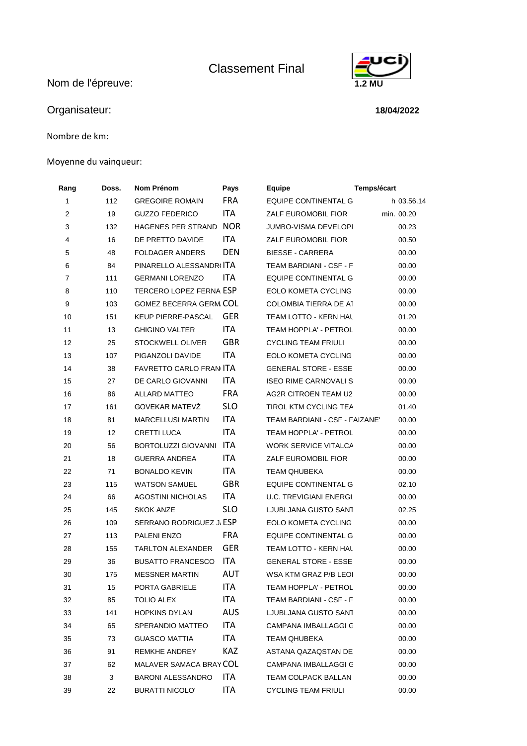# Classement Final

Nom de l'épreuve:

**1.2 MU**

Organisateur:

**18/04/2022**

Nombre de km:

Moyenne du vainqueur:

| Rang | Doss. | Nom Prénom | Pays | Equipe | Temps/écart |
|---|---|---|---|---|---|
| 1 | 112 | GREGOIRE ROMAIN | FRA | EQUIPE CONTINENTAL G | h 03.56.14 |
| 2 | 19 | GUZZO FEDERICO | ITA | ZALF EUROMOBIL FIOR | min. 00.20 |
| 3 | 132 | HAGENES PER STRAND | NOR | JUMBO-VISMA DEVELOPI | 00.23 |
| 4 | 16 | DE PRETTO DAVIDE | ITA | ZALF EUROMOBIL FIOR | 00.50 |
| 5 | 48 | FOLDAGER ANDERS | DEN | BIESSE - CARRERA | 00.00 |
| 6 | 84 | PINARELLO ALESSANDR( | ITA | TEAM BARDIANI - CSF - F | 00.00 |
| 7 | 111 | GERMANI LORENZO | ITA | EQUIPE CONTINENTAL G | 00.00 |
| 8 | 110 | TERCERO LOPEZ FERNA | ESP | EOLO KOMETA CYCLING | 00.00 |
| 9 | 103 | GOMEZ BECERRA GERM. | COL | COLOMBIA TIERRA DE AT | 00.00 |
| 10 | 151 | KEUP PIERRE-PASCAL | GER | TEAM LOTTO - KERN HAU | 01.20 |
| 11 | 13 | GHIGINO VALTER | ITA | TEAM HOPPLA' - PETROL | 00.00 |
| 12 | 25 | STOCKWELL OLIVER | GBR | CYCLING TEAM FRIULI | 00.00 |
| 13 | 107 | PIGANZOLI DAVIDE | ITA | EOLO KOMETA CYCLING | 00.00 |
| 14 | 38 | FAVRETTO CARLO FRAN | ITA | GENERAL STORE - ESSE | 00.00 |
| 15 | 27 | DE CARLO GIOVANNI | ITA | ISEO RIME CARNOVALI S | 00.00 |
| 16 | 86 | ALLARD MATTEO | FRA | AG2R CITROEN TEAM U2 | 00.00 |
| 17 | 161 | GOVEKAR MATEVŽ | SLO | TIROL KTM CYCLING TEA | 01.40 |
| 18 | 81 | MARCELLUSI MARTIN | ITA | TEAM BARDIANI - CSF - FAIZANE' | 00.00 |
| 19 | 12 | CRETTI LUCA | ITA | TEAM HOPPLA' - PETROL | 00.00 |
| 20 | 56 | BORTOLUZZI GIOVANNI | ITA | WORK SERVICE VITALCA | 00.00 |
| 21 | 18 | GUERRA ANDREA | ITA | ZALF EUROMOBIL FIOR | 00.00 |
| 22 | 71 | BONALDO KEVIN | ITA | TEAM QHUBEKA | 00.00 |
| 23 | 115 | WATSON SAMUEL | GBR | EQUIPE CONTINENTAL G | 02.10 |
| 24 | 66 | AGOSTINI NICHOLAS | ITA | U.C. TREVIGIANI ENERGI | 00.00 |
| 25 | 145 | SKOK ANZE | SLO | LJUBLJANA GUSTO SANT | 02.25 |
| 26 | 109 | SERRANO RODRIGUEZ J. | ESP | EOLO KOMETA CYCLING | 00.00 |
| 27 | 113 | PALENI ENZO | FRA | EQUIPE CONTINENTAL G | 00.00 |
| 28 | 155 | TARLTON ALEXANDER | GER | TEAM LOTTO - KERN HAU | 00.00 |
| 29 | 36 | BUSATTO FRANCESCO | ITA | GENERAL STORE - ESSE | 00.00 |
| 30 | 175 | MESSNER MARTIN | AUT | WSA KTM GRAZ P/B LEOI | 00.00 |
| 31 | 15 | PORTA GABRIELE | ITA | TEAM HOPPLA' - PETROL | 00.00 |
| 32 | 85 | TOLIO ALEX | ITA | TEAM BARDIANI - CSF - F | 00.00 |
| 33 | 141 | HOPKINS DYLAN | AUS | LJUBLJANA GUSTO SANT | 00.00 |
| 34 | 65 | SPERANDIO MATTEO | ITA | CAMPANA IMBALLAGGI G | 00.00 |
| 35 | 73 | GUASCO MATTIA | ITA | TEAM QHUBEKA | 00.00 |
| 36 | 91 | REMKHE ANDREY | KAZ | ASTANA QAZAQSTAN DE | 00.00 |
| 37 | 62 | MALAVER SAMACA BRAY | COL | CAMPANA IMBALLAGGI G | 00.00 |
| 38 | 3 | BARONI ALESSANDRO | ITA | TEAM COLPACK BALLAN | 00.00 |
| 39 | 22 | BURATTI NICOLO' | ITA | CYCLING TEAM FRIULI | 00.00 |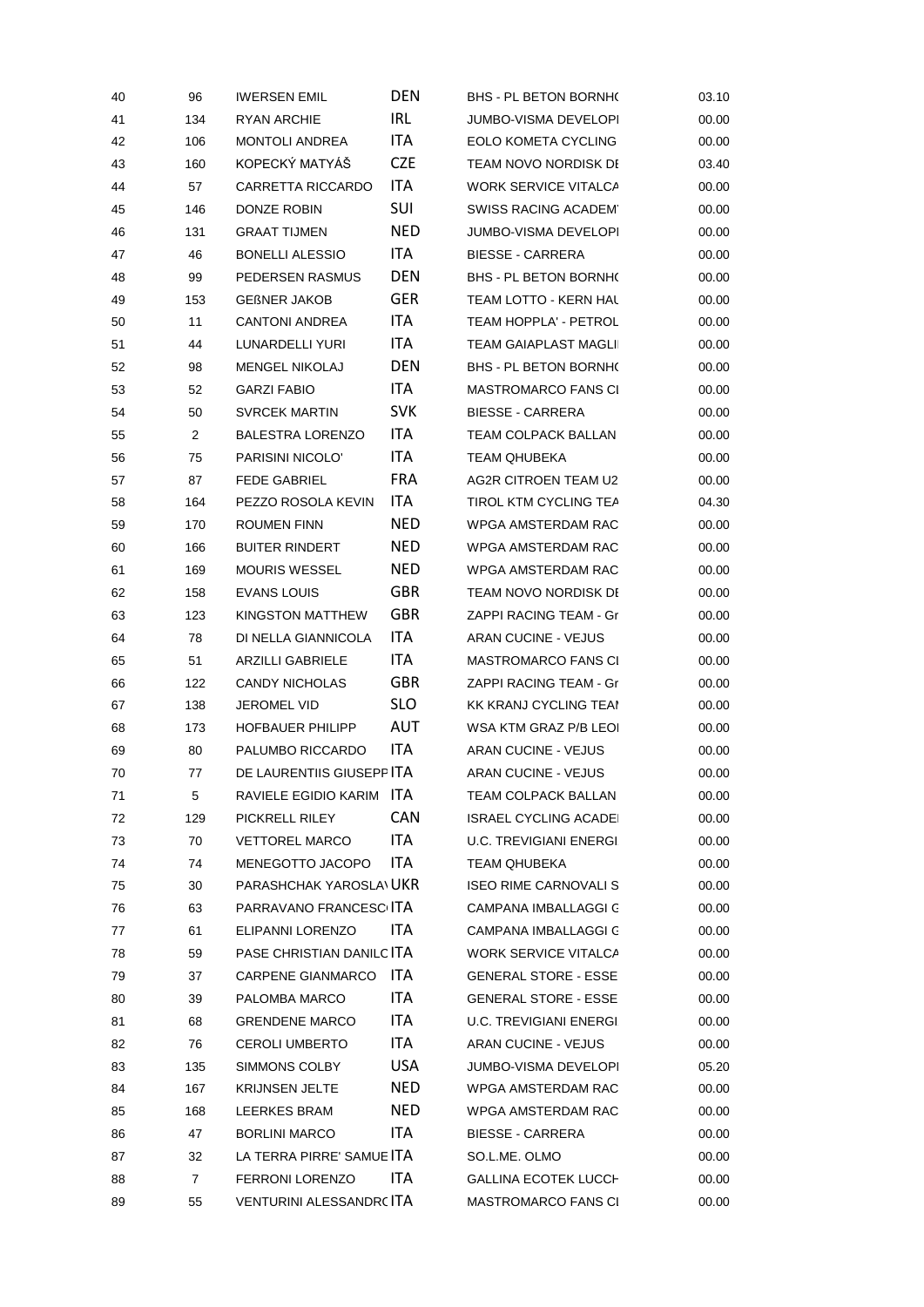| | | | | | |
|---|---|---|---|---|---|
| 40 | 96 | IWERSEN EMIL | DEN | BHS - PL BETON BORNH( | 03.10 |
| 41 | 134 | RYAN ARCHIE | IRL | JUMBO-VISMA DEVELOPI | 00.00 |
| 42 | 106 | MONTOLI ANDREA | ITA | EOLO KOMETA CYCLING | 00.00 |
| 43 | 160 | KOPECKÝ MATYÁŠ | CZE | TEAM NOVO NORDISK DI | 03.40 |
| 44 | 57 | CARRETTA RICCARDO | ITA | WORK SERVICE VITALCA | 00.00 |
| 45 | 146 | DONZE ROBIN | SUI | SWISS RACING ACADEM' | 00.00 |
| 46 | 131 | GRAAT TIJMEN | NED | JUMBO-VISMA DEVELOPI | 00.00 |
| 47 | 46 | BONELLI ALESSIO | ITA | BIESSE - CARRERA | 00.00 |
| 48 | 99 | PEDERSEN RASMUS | DEN | BHS - PL BETON BORNH( | 00.00 |
| 49 | 153 | GEßNER JAKOB | GER | TEAM LOTTO - KERN HAU | 00.00 |
| 50 | 11 | CANTONI ANDREA | ITA | TEAM HOPPLA' - PETROL | 00.00 |
| 51 | 44 | LUNARDELLI YURI | ITA | TEAM GAIAPLAST MAGLI | 00.00 |
| 52 | 98 | MENGEL NIKOLAJ | DEN | BHS - PL BETON BORNH( | 00.00 |
| 53 | 52 | GARZI FABIO | ITA | MASTROMARCO FANS CI | 00.00 |
| 54 | 50 | SVRCEK MARTIN | SVK | BIESSE - CARRERA | 00.00 |
| 55 | 2 | BALESTRA LORENZO | ITA | TEAM COLPACK BALLAN | 00.00 |
| 56 | 75 | PARISINI NICOLO' | ITA | TEAM QHUBEKA | 00.00 |
| 57 | 87 | FEDE GABRIEL | FRA | AG2R CITROEN TEAM U2 | 00.00 |
| 58 | 164 | PEZZO ROSOLA KEVIN | ITA | TIROL KTM CYCLING TEA | 04.30 |
| 59 | 170 | ROUMEN FINN | NED | WPGA AMSTERDAM RAC | 00.00 |
| 60 | 166 | BUITER RINDERT | NED | WPGA AMSTERDAM RAC | 00.00 |
| 61 | 169 | MOURIS WESSEL | NED | WPGA AMSTERDAM RAC | 00.00 |
| 62 | 158 | EVANS LOUIS | GBR | TEAM NOVO NORDISK DI | 00.00 |
| 63 | 123 | KINGSTON MATTHEW | GBR | ZAPPI RACING TEAM - Gr | 00.00 |
| 64 | 78 | DI NELLA GIANNICOLA | ITA | ARAN CUCINE - VEJUS | 00.00 |
| 65 | 51 | ARZILLI GABRIELE | ITA | MASTROMARCO FANS CI | 00.00 |
| 66 | 122 | CANDY NICHOLAS | GBR | ZAPPI RACING TEAM - Gr | 00.00 |
| 67 | 138 | JEROMEL VID | SLO | KK KRANJ CYCLING TEAI | 00.00 |
| 68 | 173 | HOFBAUER PHILIPP | AUT | WSA KTM GRAZ P/B LEOI | 00.00 |
| 69 | 80 | PALUMBO RICCARDO | ITA | ARAN CUCINE - VEJUS | 00.00 |
| 70 | 77 | DE LAURENTIIS GIUSEPF | ITA | ARAN CUCINE - VEJUS | 00.00 |
| 71 | 5 | RAVIELE EGIDIO KARIM | ITA | TEAM COLPACK BALLAN | 00.00 |
| 72 | 129 | PICKRELL RILEY | CAN | ISRAEL CYCLING ACADEI | 00.00 |
| 73 | 70 | VETTOREL MARCO | ITA | U.C. TREVIGIANI ENERGI | 00.00 |
| 74 | 74 | MENEGOTTO JACOPO | ITA | TEAM QHUBEKA | 00.00 |
| 75 | 30 | PARASHCHAK YAROSLA\ | UKR | ISEO RIME CARNOVALI S | 00.00 |
| 76 | 63 | PARRAVANO FRANCESC | ITA | CAMPANA IMBALLAGGI G | 00.00 |
| 77 | 61 | ELIPANNI LORENZO | ITA | CAMPANA IMBALLAGGI G | 00.00 |
| 78 | 59 | PASE CHRISTIAN DANILC | ITA | WORK SERVICE VITALCA | 00.00 |
| 79 | 37 | CARPENE GIANMARCO | ITA | GENERAL STORE - ESSE | 00.00 |
| 80 | 39 | PALOMBA MARCO | ITA | GENERAL STORE - ESSE | 00.00 |
| 81 | 68 | GRENDENE MARCO | ITA | U.C. TREVIGIANI ENERGI | 00.00 |
| 82 | 76 | CEROLI UMBERTO | ITA | ARAN CUCINE - VEJUS | 00.00 |
| 83 | 135 | SIMMONS COLBY | USA | JUMBO-VISMA DEVELOPI | 05.20 |
| 84 | 167 | KRIJNSEN JELTE | NED | WPGA AMSTERDAM RAC | 00.00 |
| 85 | 168 | LEERKES BRAM | NED | WPGA AMSTERDAM RAC | 00.00 |
| 86 | 47 | BORLINI MARCO | ITA | BIESSE - CARRERA | 00.00 |
| 87 | 32 | LA TERRA PIRRE' SAMUE | ITA | SO.L.ME. OLMO | 00.00 |
| 88 | 7 | FERRONI LORENZO | ITA | GALLINA ECOTEK LUCCH | 00.00 |
| 89 | 55 | VENTURINI ALESSANDRO | ITA | MASTROMARCO FANS CI | 00.00 |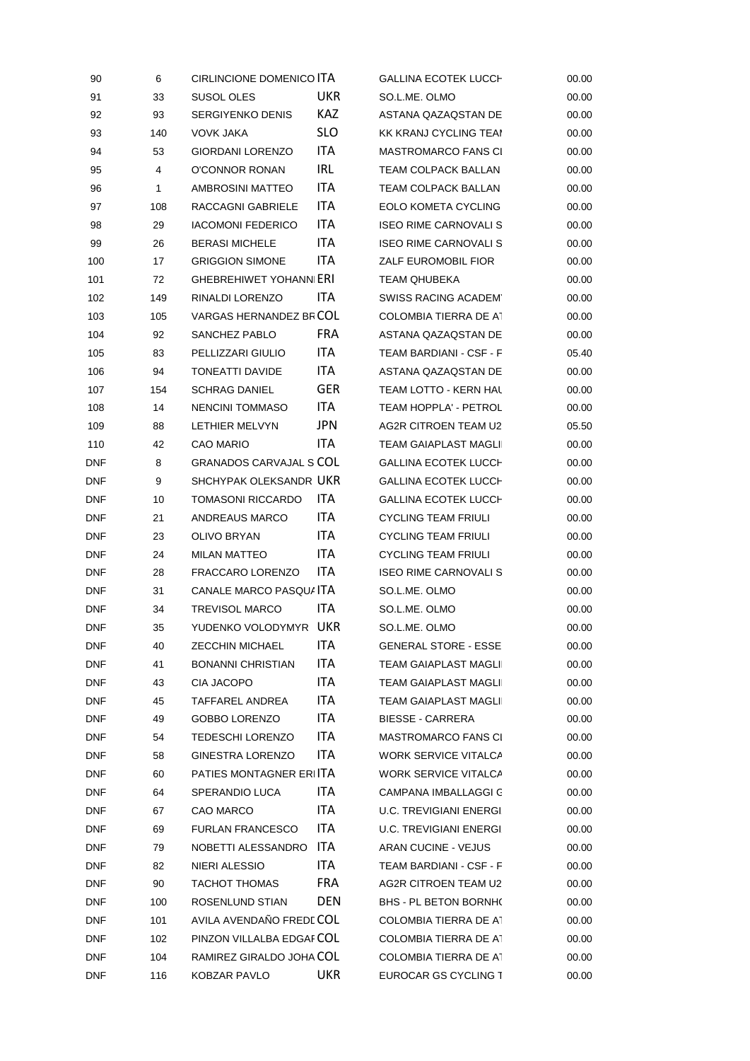| | | | | | |
|---|---|---|---|---|---|
| 90 | 6 | CIRLINCIONE DOMENICO | ITA | GALLINA ECOTEK LUCCH | 00.00 |
| 91 | 33 | SUSOL OLES | UKR | SO.L.ME. OLMO | 00.00 |
| 92 | 93 | SERGIYENKO DENIS | KAZ | ASTANA QAZAQSTAN DE | 00.00 |
| 93 | 140 | VOVK JAKA | SLO | KK KRANJ CYCLING TEAI | 00.00 |
| 94 | 53 | GIORDANI LORENZO | ITA | MASTROMARCO FANS CI | 00.00 |
| 95 | 4 | O'CONNOR RONAN | IRL | TEAM COLPACK BALLAN | 00.00 |
| 96 | 1 | AMBROSINI MATTEO | ITA | TEAM COLPACK BALLAN | 00.00 |
| 97 | 108 | RACCAGNI GABRIELE | ITA | EOLO KOMETA CYCLING | 00.00 |
| 98 | 29 | IACOMONI FEDERICO | ITA | ISEO RIME CARNOVALI S | 00.00 |
| 99 | 26 | BERASI MICHELE | ITA | ISEO RIME CARNOVALI S | 00.00 |
| 100 | 17 | GRIGGION SIMONE | ITA | ZALF EUROMOBIL FIOR | 00.00 |
| 101 | 72 | GHEBREHIWET YOHANNI | ERI | TEAM QHUBEKA | 00.00 |
| 102 | 149 | RINALDI LORENZO | ITA | SWISS RACING ACADEM | 00.00 |
| 103 | 105 | VARGAS HERNANDEZ BR | COL | COLOMBIA TIERRA DE AT | 00.00 |
| 104 | 92 | SANCHEZ PABLO | FRA | ASTANA QAZAQSTAN DE | 00.00 |
| 105 | 83 | PELLIZZARI GIULIO | ITA | TEAM BARDIANI - CSF - F | 05.40 |
| 106 | 94 | TONEATTI DAVIDE | ITA | ASTANA QAZAQSTAN DE | 00.00 |
| 107 | 154 | SCHRAG DANIEL | GER | TEAM LOTTO - KERN HAU | 00.00 |
| 108 | 14 | NENCINI TOMMASO | ITA | TEAM HOPPLA' - PETROL | 00.00 |
| 109 | 88 | LETHIER MELVYN | JPN | AG2R CITROEN TEAM U2 | 05.50 |
| 110 | 42 | CAO MARIO | ITA | TEAM GAIAPLAST MAGLI | 00.00 |
| DNF | 8 | GRANADOS CARVAJAL S | COL | GALLINA ECOTEK LUCCH | 00.00 |
| DNF | 9 | SHCHYPAK OLEKSANDR | UKR | GALLINA ECOTEK LUCCH | 00.00 |
| DNF | 10 | TOMASONI RICCARDO | ITA | GALLINA ECOTEK LUCCH | 00.00 |
| DNF | 21 | ANDREAUS MARCO | ITA | CYCLING TEAM FRIULI | 00.00 |
| DNF | 23 | OLIVO BRYAN | ITA | CYCLING TEAM FRIULI | 00.00 |
| DNF | 24 | MILAN MATTEO | ITA | CYCLING TEAM FRIULI | 00.00 |
| DNF | 28 | FRACCARO LORENZO | ITA | ISEO RIME CARNOVALI S | 00.00 |
| DNF | 31 | CANALE MARCO PASQUA | ITA | SO.L.ME. OLMO | 00.00 |
| DNF | 34 | TREVISOL MARCO | ITA | SO.L.ME. OLMO | 00.00 |
| DNF | 35 | YUDENKO VOLODYMYR | UKR | SO.L.ME. OLMO | 00.00 |
| DNF | 40 | ZECCHIN MICHAEL | ITA | GENERAL STORE - ESSE | 00.00 |
| DNF | 41 | BONANNI CHRISTIAN | ITA | TEAM GAIAPLAST MAGLI | 00.00 |
| DNF | 43 | CIA JACOPO | ITA | TEAM GAIAPLAST MAGLI | 00.00 |
| DNF | 45 | TAFFAREL ANDREA | ITA | TEAM GAIAPLAST MAGLI | 00.00 |
| DNF | 49 | GOBBO LORENZO | ITA | BIESSE - CARRERA | 00.00 |
| DNF | 54 | TEDESCHI LORENZO | ITA | MASTROMARCO FANS CI | 00.00 |
| DNF | 58 | GINESTRA LORENZO | ITA | WORK SERVICE VITALCA | 00.00 |
| DNF | 60 | PATIES MONTAGNER ERI | ITA | WORK SERVICE VITALCA | 00.00 |
| DNF | 64 | SPERANDIO LUCA | ITA | CAMPANA IMBALLAGGI G | 00.00 |
| DNF | 67 | CAO MARCO | ITA | U.C. TREVIGIANI ENERGI | 00.00 |
| DNF | 69 | FURLAN FRANCESCO | ITA | U.C. TREVIGIANI ENERGI | 00.00 |
| DNF | 79 | NOBETTI ALESSANDRO | ITA | ARAN CUCINE - VEJUS | 00.00 |
| DNF | 82 | NIERI ALESSIO | ITA | TEAM BARDIANI - CSF - F | 00.00 |
| DNF | 90 | TACHOT THOMAS | FRA | AG2R CITROEN TEAM U2 | 00.00 |
| DNF | 100 | ROSENLUND STIAN | DEN | BHS - PL BETON BORNH( | 00.00 |
| DNF | 101 | AVILA AVENDAÑO FREDL | COL | COLOMBIA TIERRA DE AT | 00.00 |
| DNF | 102 | PINZON VILLALBA EDGAF | COL | COLOMBIA TIERRA DE AT | 00.00 |
| DNF | 104 | RAMIREZ GIRALDO JOHA | COL | COLOMBIA TIERRA DE AT | 00.00 |
| DNF | 116 | KOBZAR PAVLO | UKR | EUROCAR GS CYCLING T | 00.00 |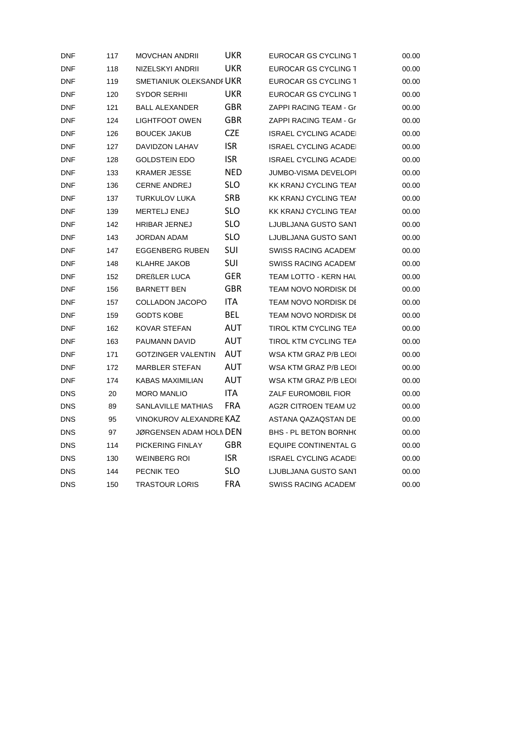| | | | | | |
|---|---|---|---|---|---|
| DNF | 117 | MOVCHAN ANDRII | UKR | EUROCAR GS CYCLING T | 00.00 |
| DNF | 118 | NIZELSKYI ANDRII | UKR | EUROCAR GS CYCLING T | 00.00 |
| DNF | 119 | SMETIANIUK OLEKSANDI | UKR | EUROCAR GS CYCLING T | 00.00 |
| DNF | 120 | SYDOR SERHII | UKR | EUROCAR GS CYCLING T | 00.00 |
| DNF | 121 | BALL ALEXANDER | GBR | ZAPPI RACING TEAM - Gr | 00.00 |
| DNF | 124 | LIGHTFOOT OWEN | GBR | ZAPPI RACING TEAM - Gr | 00.00 |
| DNF | 126 | BOUCEK JAKUB | CZE | ISRAEL CYCLING ACADE | 00.00 |
| DNF | 127 | DAVIDZON LAHAV | ISR | ISRAEL CYCLING ACADE | 00.00 |
| DNF | 128 | GOLDSTEIN EDO | ISR | ISRAEL CYCLING ACADE | 00.00 |
| DNF | 133 | KRAMER JESSE | NED | JUMBO-VISMA DEVELOPI | 00.00 |
| DNF | 136 | CERNE ANDREJ | SLO | KK KRANJ CYCLING TEAI | 00.00 |
| DNF | 137 | TURKULOV LUKA | SRB | KK KRANJ CYCLING TEAI | 00.00 |
| DNF | 139 | MERTELJ ENEJ | SLO | KK KRANJ CYCLING TEAI | 00.00 |
| DNF | 142 | HRIBAR JERNEJ | SLO | LJUBLJANA GUSTO SANT | 00.00 |
| DNF | 143 | JORDAN ADAM | SLO | LJUBLJANA GUSTO SANT | 00.00 |
| DNF | 147 | EGGENBERG RUBEN | SUI | SWISS RACING ACADEM | 00.00 |
| DNF | 148 | KLAHRE JAKOB | SUI | SWISS RACING ACADEM | 00.00 |
| DNF | 152 | DREßLER LUCA | GER | TEAM LOTTO - KERN HAL | 00.00 |
| DNF | 156 | BARNETT BEN | GBR | TEAM NOVO NORDISK DI | 00.00 |
| DNF | 157 | COLLADON JACOPO | ITA | TEAM NOVO NORDISK DI | 00.00 |
| DNF | 159 | GODTS KOBE | BEL | TEAM NOVO NORDISK DI | 00.00 |
| DNF | 162 | KOVAR STEFAN | AUT | TIROL KTM CYCLING TEA | 00.00 |
| DNF | 163 | PAUMANN DAVID | AUT | TIROL KTM CYCLING TEA | 00.00 |
| DNF | 171 | GOTZINGER VALENTIN | AUT | WSA KTM GRAZ P/B LEOI | 00.00 |
| DNF | 172 | MARBLER STEFAN | AUT | WSA KTM GRAZ P/B LEOI | 00.00 |
| DNF | 174 | KABAS MAXIMILIAN | AUT | WSA KTM GRAZ P/B LEOI | 00.00 |
| DNS | 20 | MORO MANLIO | ITA | ZALF EUROMOBIL FIOR | 00.00 |
| DNS | 89 | SANLAVILLE MATHIAS | FRA | AG2R CITROEN TEAM U2 | 00.00 |
| DNS | 95 | VINOKUROV ALEXANDRE | KAZ | ASTANA QAZAQSTAN DE | 00.00 |
| DNS | 97 | JØRGENSEN ADAM HOLN | DEN | BHS - PL BETON BORNH( | 00.00 |
| DNS | 114 | PICKERING FINLAY | GBR | EQUIPE CONTINENTAL G | 00.00 |
| DNS | 130 | WEINBERG ROI | ISR | ISRAEL CYCLING ACADE | 00.00 |
| DNS | 144 | PECNIK TEO | SLO | LJUBLJANA GUSTO SANT | 00.00 |
| DNS | 150 | TRASTOUR LORIS | FRA | SWISS RACING ACADEM | 00.00 |